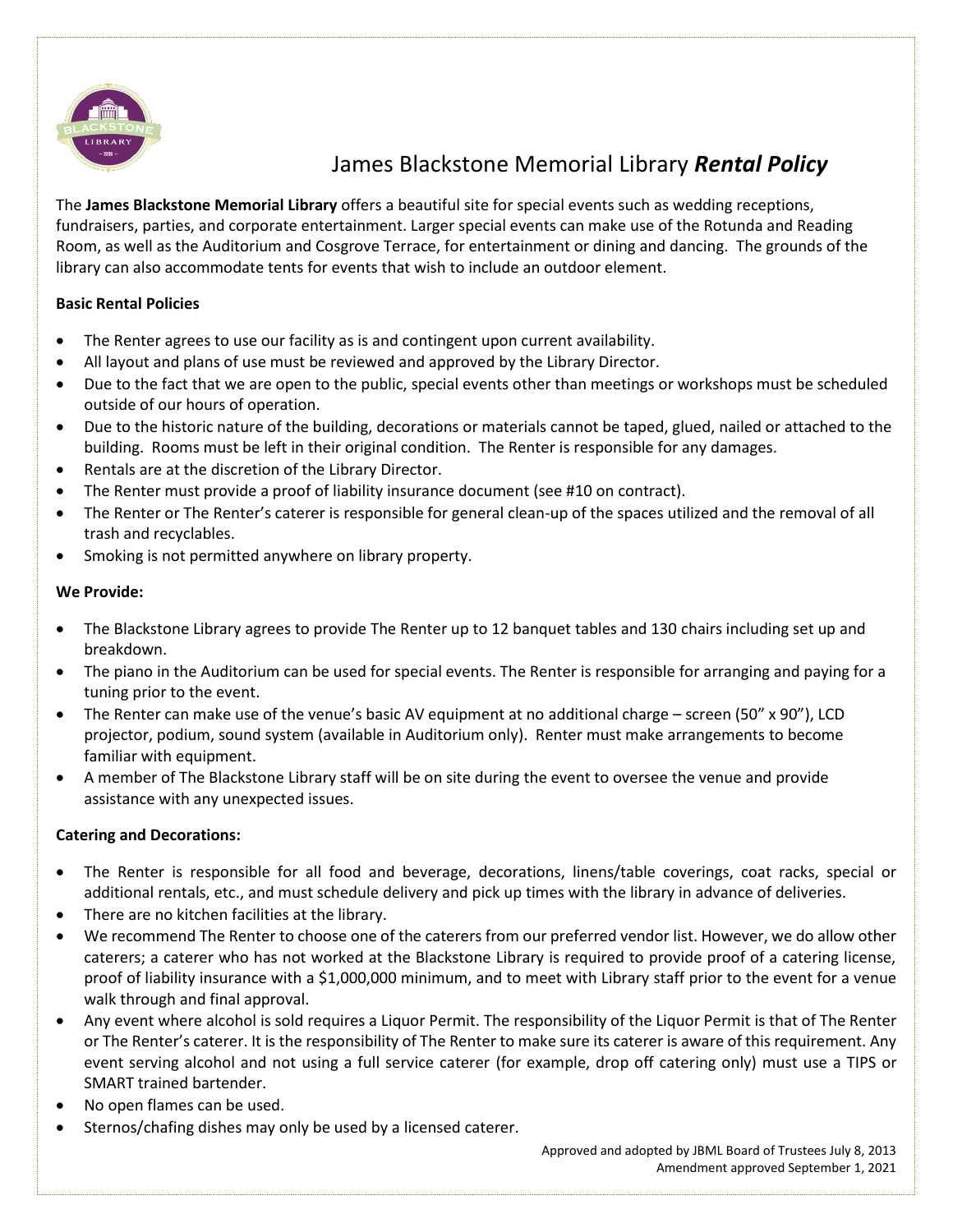# James Blackstone Memorial Library ***Rental Policy***

The **James Blackstone Memorial Library** offers a beautiful site for special events such as wedding receptions, fundraisers, parties, and corporate entertainment. Larger special events can make use of the Rotunda and Reading Room, as well as the Auditorium and Cosgrove Terrace, for entertainment or dining and dancing. The grounds of the library can also accommodate tents for events that wish to include an outdoor element.

**Basic Rental Policies**

- The Renter agrees to use our facility as is and contingent upon current availability.
- All layout and plans of use must be reviewed and approved by the Library Director.
- Due to the fact that we are open to the public, special events other than meetings or workshops must be scheduled outside of our hours of operation.
- Due to the historic nature of the building, decorations or materials cannot be taped, glued, nailed or attached to the building. Rooms must be left in their original condition. The Renter is responsible for any damages.
- Rentals are at the discretion of the Library Director.
- The Renter must provide a proof of liability insurance document (see #10 on contract).
- The Renter or The Renter's caterer is responsible for general clean-up of the spaces utilized and the removal of all trash and recyclables.
- Smoking is not permitted anywhere on library property.

**We Provide:**

- The Blackstone Library agrees to provide The Renter up to 12 banquet tables and 130 chairs including set up and breakdown.
- The piano in the Auditorium can be used for special events. The Renter is responsible for arranging and paying for a tuning prior to the event.
- The Renter can make use of the venue's basic AV equipment at no additional charge – screen (50" x 90"), LCD projector, podium, sound system (available in Auditorium only). Renter must make arrangements to become familiar with equipment.
- A member of The Blackstone Library staff will be on site during the event to oversee the venue and provide assistance with any unexpected issues.

**Catering and Decorations:**

- The Renter is responsible for all food and beverage, decorations, linens/table coverings, coat racks, special or additional rentals, etc., and must schedule delivery and pick up times with the library in advance of deliveries.
- There are no kitchen facilities at the library.
- We recommend The Renter to choose one of the caterers from our preferred vendor list. However, we do allow other caterers; a caterer who has not worked at the Blackstone Library is required to provide proof of a catering license, proof of liability insurance with a $1,000,000 minimum, and to meet with Library staff prior to the event for a venue walk through and final approval.
- Any event where alcohol is sold requires a Liquor Permit. The responsibility of the Liquor Permit is that of The Renter or The Renter's caterer. It is the responsibility of The Renter to make sure its caterer is aware of this requirement. Any event serving alcohol and not using a full service caterer (for example, drop off catering only) must use a TIPS or SMART trained bartender.
- No open flames can be used.
- Sternos/chafing dishes may only be used by a licensed caterer.

Approved and adopted by JBML Board of Trustees July 8, 2013
Amendment approved September 1, 2021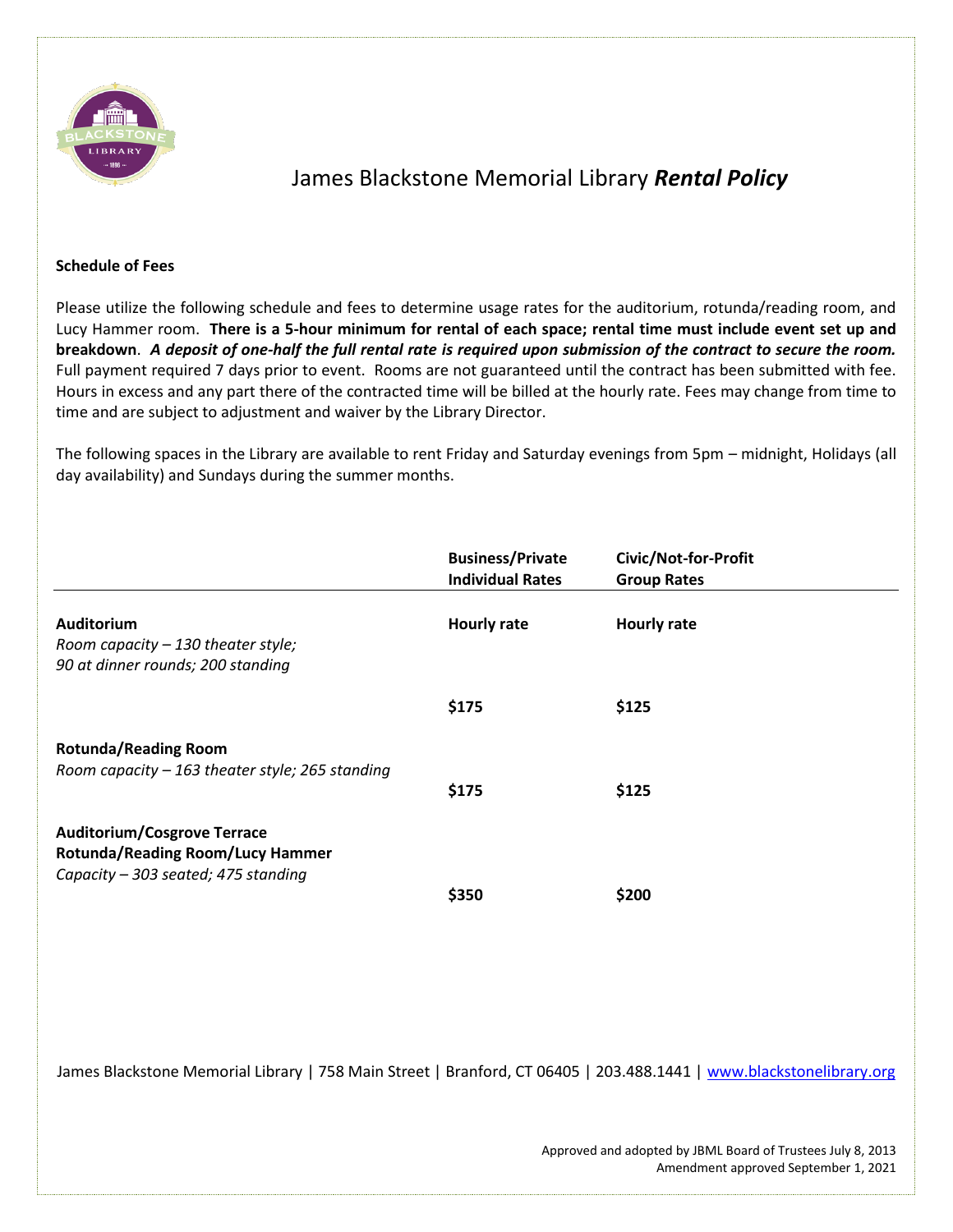# James Blackstone Memorial Library *Rental Policy*

**Schedule of Fees**

Please utilize the following schedule and fees to determine usage rates for the auditorium, rotunda/reading room, and Lucy Hammer room. **There is a 5-hour minimum for rental of each space; rental time must include event set up and breakdown**. ***A deposit of one-half the full rental rate is required upon submission of the contract to secure the room.*** Full payment required 7 days prior to event. Rooms are not guaranteed until the contract has been submitted with fee. Hours in excess and any part there of the contracted time will be billed at the hourly rate. Fees may change from time to time and are subject to adjustment and waiver by the Library Director.

The following spaces in the Library are available to rent Friday and Saturday evenings from 5pm – midnight, Holidays (all day availability) and Sundays during the summer months.

| | **Business/Private Individual Rates** | **Civic/Not-for-Profit Group Rates** |
|---|---|---|
| **Auditorium**<br>*Room capacity – 130 theater style; 90 at dinner rounds; 200 standing* | **Hourly rate** | **Hourly rate** |
| | **$175** | **$125** |
| **Rotunda/Reading Room**<br>*Room capacity – 163 theater style; 265 standing* | **$175** | **$125** |
| **Auditorium/Cosgrove Terrace Rotunda/Reading Room/Lucy Hammer**<br>*Capacity – 303 seated; 475 standing* | **$350** | **$200** |

James Blackstone Memorial Library | 758 Main Street | Branford, CT 06405 | 203.488.1441 | www.blackstonelibrary.org

Approved and adopted by JBML Board of Trustees July 8, 2013
Amendment approved September 1, 2021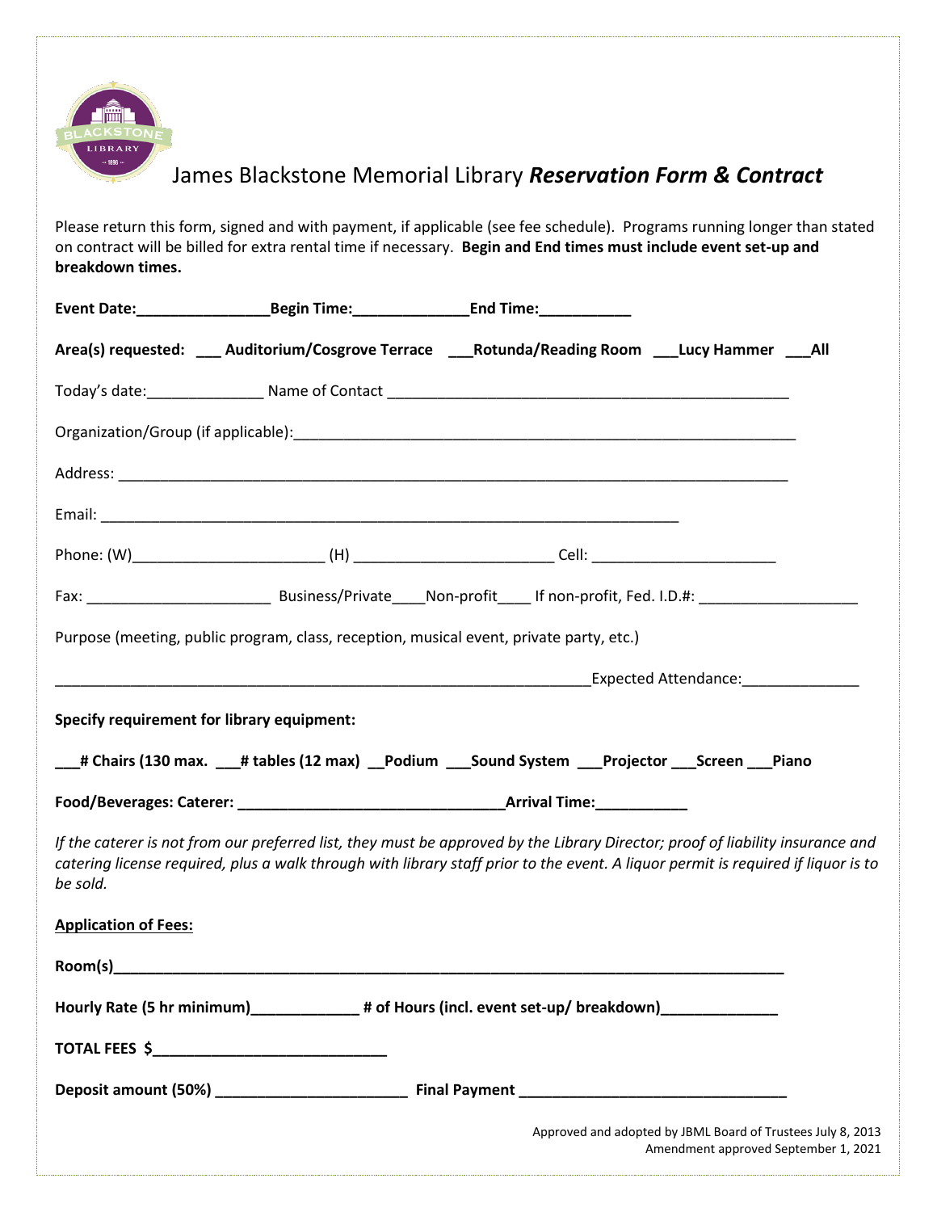# James Blackstone Memorial Library ***Reservation Form & Contract***

Please return this form, signed and with payment, if applicable (see fee schedule). Programs running longer than stated on contract will be billed for extra rental time if necessary. **Begin and End times must include event set-up and breakdown times.**

**Event Date:________________Begin Time:______________End Time:___________**

**Area(s) requested: ___ Auditorium/Cosgrove Terrace ___Rotunda/Reading Room ___Lucy Hammer ___All**

Today's date:______________ Name of Contact _________________________________________________

Organization/Group (if applicable):______________________________________________________________

Address: ________________________________________________________________________________

Email: ______________________________________________________________________

Phone: (W)_______________________ (H) ________________________ Cell: ______________________

Fax: ______________________ Business/Private____Non-profit____ If non-profit, Fed. I.D.#: ___________________

Purpose (meeting, public program, class, reception, musical event, private party, etc.)

__________________________________________________________________Expected Attendance:______________

**Specify requirement for library equipment:**

**___# Chairs (130 max. ___# tables (12 max) __Podium ___Sound System ___Projector ___Screen ___Piano**

**Food/Beverages: Caterer: ________________________________Arrival Time:___________**

*If the caterer is not from our preferred list, they must be approved by the Library Director; proof of liability insurance and catering license required, plus a walk through with library staff prior to the event. A liquor permit is required if liquor is to be sold.*

**Application of Fees:**

**Room(s)________________________________________________________________________________**

**Hourly Rate (5 hr minimum)_____________ # of Hours (incl. event set-up/ breakdown)______________**

**TOTAL FEES $____________________________**

**Deposit amount (50%) _______________________ Final Payment ________________________________**

Approved and adopted by JBML Board of Trustees July 8, 2013
Amendment approved September 1, 2021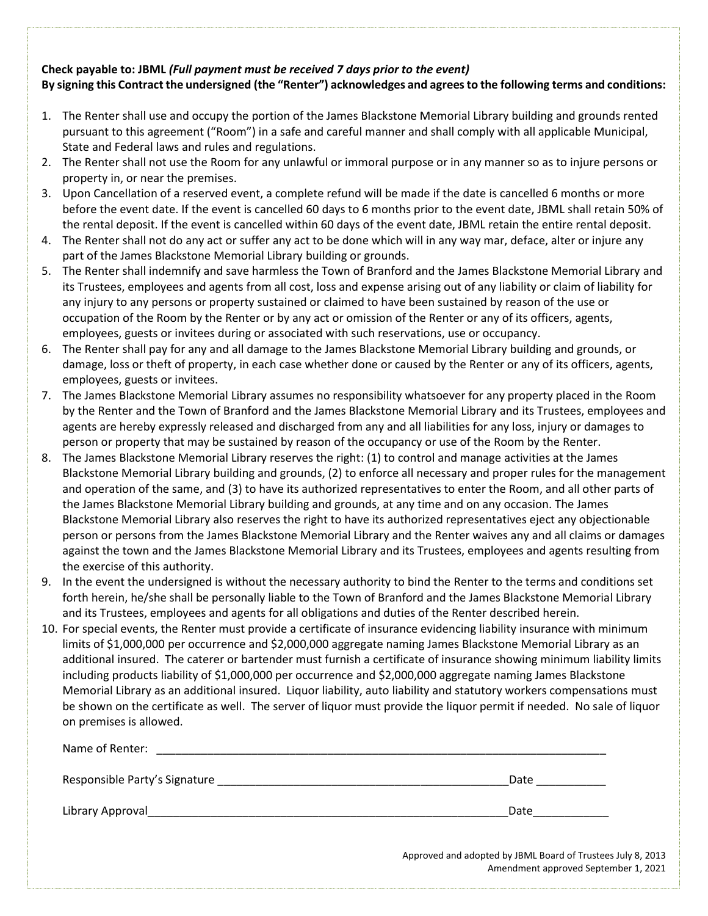**Check payable to: JBML** ***(Full payment must be received 7 days prior to the event)***
**By signing this Contract the undersigned (the "Renter") acknowledges and agrees to the following terms and conditions:**

1. The Renter shall use and occupy the portion of the James Blackstone Memorial Library building and grounds rented pursuant to this agreement ("Room") in a safe and careful manner and shall comply with all applicable Municipal, State and Federal laws and rules and regulations.
2. The Renter shall not use the Room for any unlawful or immoral purpose or in any manner so as to injure persons or property in, or near the premises.
3. Upon Cancellation of a reserved event, a complete refund will be made if the date is cancelled 6 months or more before the event date. If the event is cancelled 60 days to 6 months prior to the event date, JBML shall retain 50% of the rental deposit. If the event is cancelled within 60 days of the event date, JBML retain the entire rental deposit.
4. The Renter shall not do any act or suffer any act to be done which will in any way mar, deface, alter or injure any part of the James Blackstone Memorial Library building or grounds.
5. The Renter shall indemnify and save harmless the Town of Branford and the James Blackstone Memorial Library and its Trustees, employees and agents from all cost, loss and expense arising out of any liability or claim of liability for any injury to any persons or property sustained or claimed to have been sustained by reason of the use or occupation of the Room by the Renter or by any act or omission of the Renter or any of its officers, agents, employees, guests or invitees during or associated with such reservations, use or occupancy.
6. The Renter shall pay for any and all damage to the James Blackstone Memorial Library building and grounds, or damage, loss or theft of property, in each case whether done or caused by the Renter or any of its officers, agents, employees, guests or invitees.
7. The James Blackstone Memorial Library assumes no responsibility whatsoever for any property placed in the Room by the Renter and the Town of Branford and the James Blackstone Memorial Library and its Trustees, employees and agents are hereby expressly released and discharged from any and all liabilities for any loss, injury or damages to person or property that may be sustained by reason of the occupancy or use of the Room by the Renter.
8. The James Blackstone Memorial Library reserves the right: (1) to control and manage activities at the James Blackstone Memorial Library building and grounds, (2) to enforce all necessary and proper rules for the management and operation of the same, and (3) to have its authorized representatives to enter the Room, and all other parts of the James Blackstone Memorial Library building and grounds, at any time and on any occasion. The James Blackstone Memorial Library also reserves the right to have its authorized representatives eject any objectionable person or persons from the James Blackstone Memorial Library and the Renter waives any and all claims or damages against the town and the James Blackstone Memorial Library and its Trustees, employees and agents resulting from the exercise of this authority.
9. In the event the undersigned is without the necessary authority to bind the Renter to the terms and conditions set forth herein, he/she shall be personally liable to the Town of Branford and the James Blackstone Memorial Library and its Trustees, employees and agents for all obligations and duties of the Renter described herein.
10. For special events, the Renter must provide a certificate of insurance evidencing liability insurance with minimum limits of $1,000,000 per occurrence and $2,000,000 aggregate naming James Blackstone Memorial Library as an additional insured. The caterer or bartender must furnish a certificate of insurance showing minimum liability limits including products liability of $1,000,000 per occurrence and $2,000,000 aggregate naming James Blackstone Memorial Library as an additional insured. Liquor liability, auto liability and statutory workers compensations must be shown on the certificate as well. The server of liquor must provide the liquor permit if needed. No sale of liquor on premises is allowed.

Name of Renter: ____________________________________________________________

Responsible Party's Signature ______________________________________ Date ___________

Library Approval_____________________________________________ Date____________

Approved and adopted by JBML Board of Trustees July 8, 2013
Amendment approved September 1, 2021